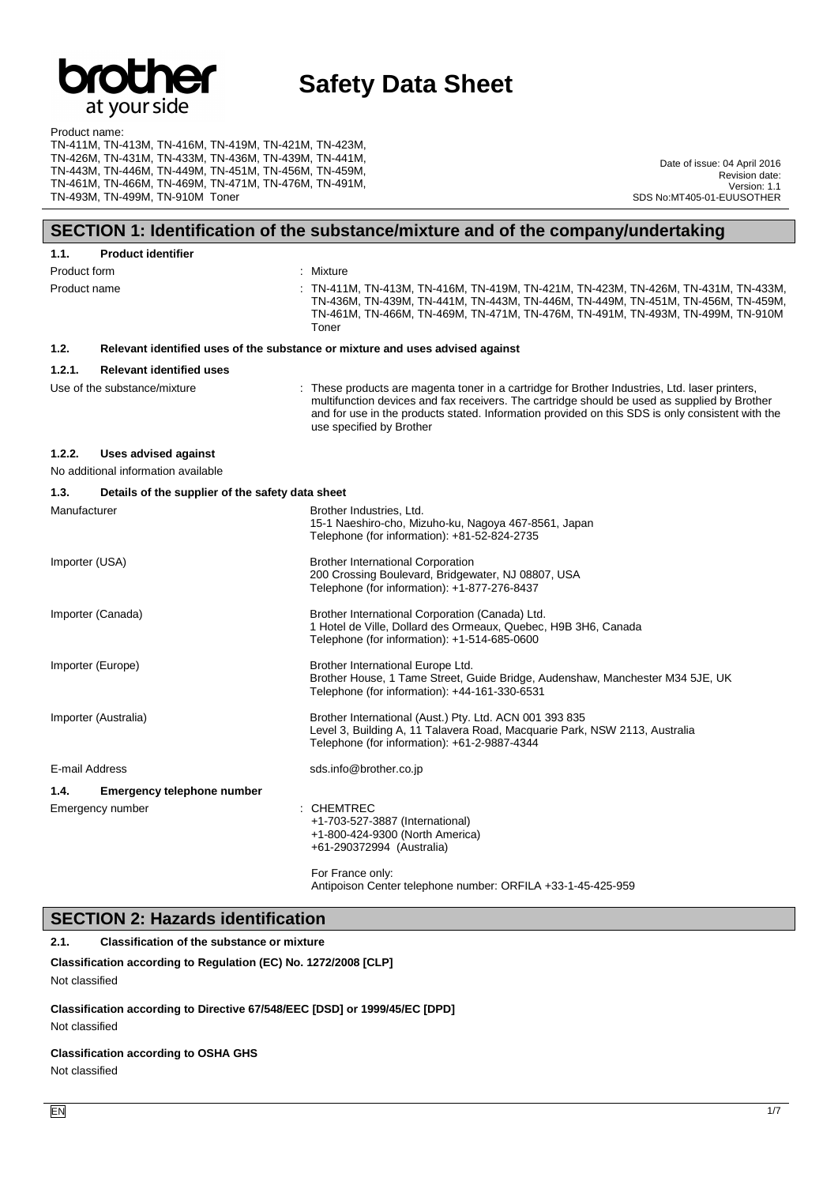# Safety Data Sheet

Product name:
TN-411M, TN-413M, TN-416M, TN-419M, TN-421M, TN-423M, TN-426M, TN-431M, TN-433M, TN-436M, TN-439M, TN-441M, TN-443M, TN-446M, TN-449M, TN-451M, TN-456M, TN-459M, TN-461M, TN-466M, TN-469M, TN-471M, TN-476M, TN-491M, TN-493M, TN-499M, TN-910M Toner

Date of issue: 04 April 2016
Revision date:
Version: 1.1
SDS No:MT405-01-EUUSOTHER

## SECTION 1: Identification of the substance/mixture and of the company/undertaking

### 1.1. Product identifier

Product form : Mixture

Product name : TN-411M, TN-413M, TN-416M, TN-419M, TN-421M, TN-423M, TN-426M, TN-431M, TN-433M, TN-436M, TN-439M, TN-441M, TN-443M, TN-446M, TN-449M, TN-451M, TN-456M, TN-459M, TN-461M, TN-466M, TN-469M, TN-471M, TN-476M, TN-491M, TN-493M, TN-499M, TN-910M Toner

### 1.2. Relevant identified uses of the substance or mixture and uses advised against

#### 1.2.1. Relevant identified uses

Use of the substance/mixture : These products are magenta toner in a cartridge for Brother Industries, Ltd. laser printers, multifunction devices and fax receivers. The cartridge should be used as supplied by Brother and for use in the products stated. Information provided on this SDS is only consistent with the use specified by Brother

#### 1.2.2. Uses advised against

No additional information available

### 1.3. Details of the supplier of the safety data sheet

Manufacturer
Brother Industries, Ltd.
15-1 Naeshiro-cho, Mizuho-ku, Nagoya 467-8561, Japan
Telephone (for information): +81-52-824-2735

Importer (USA)
Brother International Corporation
200 Crossing Boulevard, Bridgewater, NJ 08807, USA
Telephone (for information): +1-877-276-8437

Importer (Canada)
Brother International Corporation (Canada) Ltd.
1 Hotel de Ville, Dollard des Ormeaux, Quebec, H9B 3H6, Canada
Telephone (for information): +1-514-685-0600

Importer (Europe)
Brother International Europe Ltd.
Brother House, 1 Tame Street, Guide Bridge, Audenshaw, Manchester M34 5JE, UK
Telephone (for information): +44-161-330-6531

Importer (Australia)
Brother International (Aust.) Pty. Ltd. ACN 001 393 835
Level 3, Building A, 11 Talavera Road, Macquarie Park, NSW 2113, Australia
Telephone (for information): +61-2-9887-4344

E-mail Address
sds.info@brother.co.jp

### 1.4. Emergency telephone number

Emergency number : CHEMTREC
+1-703-527-3887 (International)
+1-800-424-9300 (North America)
+61-290372994 (Australia)

For France only:
Antipoison Center telephone number: ORFILA +33-1-45-425-959

## SECTION 2: Hazards identification

### 2.1. Classification of the substance or mixture

**Classification according to Regulation (EC) No. 1272/2008 [CLP]**

Not classified

**Classification according to Directive 67/548/EEC [DSD] or 1999/45/EC [DPD]**

Not classified

**Classification according to OSHA GHS**

Not classified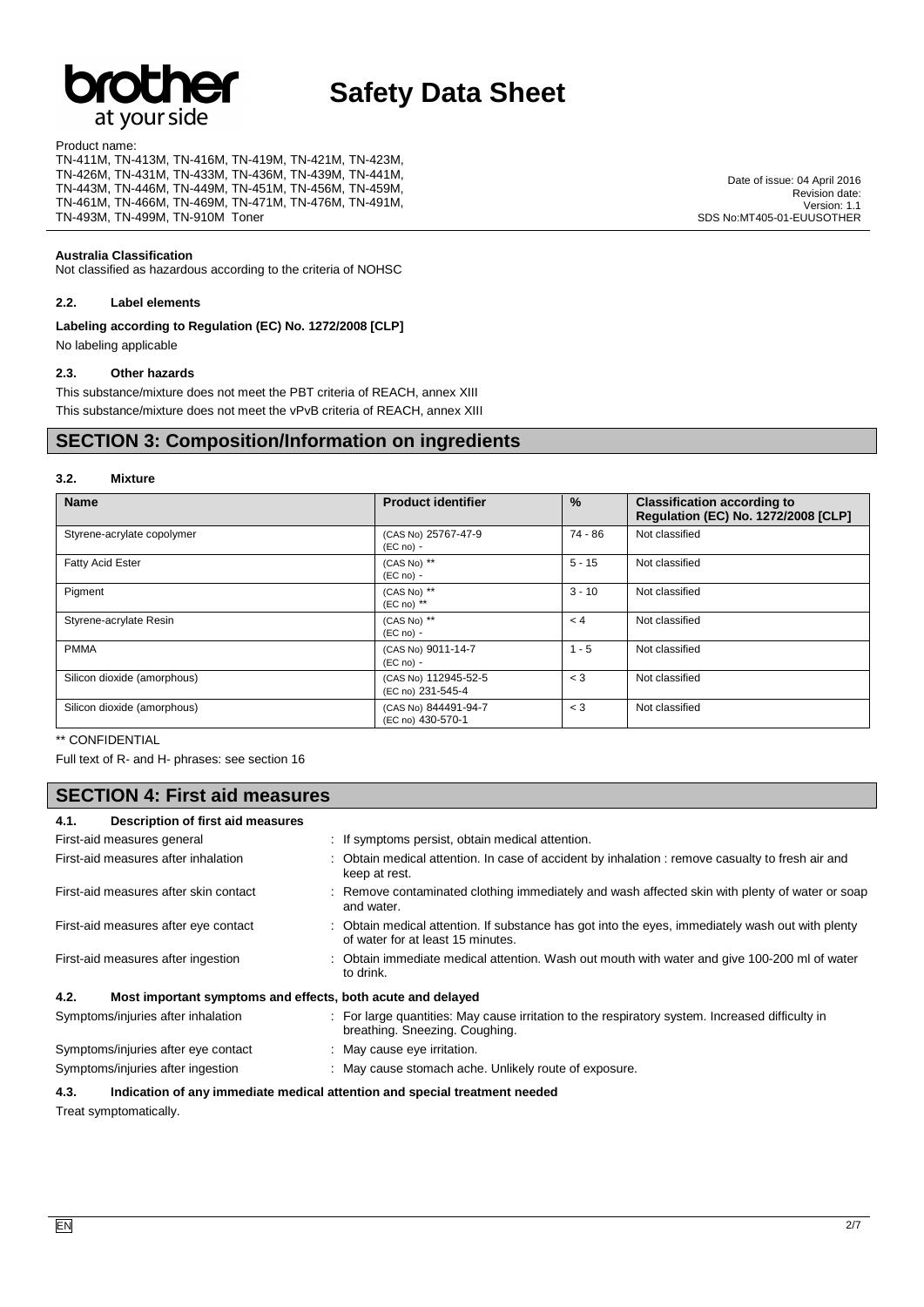**Australia Classification**

Not classified as hazardous according to the criteria of NOHSC

### 2.2. Label elements

**Labeling according to Regulation (EC) No. 1272/2008 [CLP]**

No labeling applicable

### 2.3. Other hazards

This substance/mixture does not meet the PBT criteria of REACH, annex XIII

This substance/mixture does not meet the vPvB criteria of REACH, annex XIII

## SECTION 3: Composition/Information on ingredients

### 3.2. Mixture

| Name | Product identifier | % | Classification according to Regulation (EC) No. 1272/2008 [CLP] |
|---|---|---|---|
| Styrene-acrylate copolymer | (CAS No) 25767-47-9<br>(EC no) - | 74 - 86 | Not classified |
| Fatty Acid Ester | (CAS No) **<br>(EC no) - | 5 - 15 | Not classified |
| Pigment | (CAS No) **<br>(EC no) ** | 3 - 10 | Not classified |
| Styrene-acrylate Resin | (CAS No) **<br>(EC no) - | < 4 | Not classified |
| PMMA | (CAS No) 9011-14-7<br>(EC no) - | 1 - 5 | Not classified |
| Silicon dioxide (amorphous) | (CAS No) 112945-52-5<br>(EC no) 231-545-4 | < 3 | Not classified |
| Silicon dioxide (amorphous) | (CAS No) 844491-94-7<br>(EC no) 430-570-1 | < 3 | Not classified |

** CONFIDENTIAL

Full text of R- and H- phrases: see section 16

## SECTION 4: First aid measures

### 4.1. Description of first aid measures

First-aid measures general : If symptoms persist, obtain medical attention.

First-aid measures after inhalation : Obtain medical attention. In case of accident by inhalation : remove casualty to fresh air and keep at rest.

First-aid measures after skin contact : Remove contaminated clothing immediately and wash affected skin with plenty of water or soap and water.

First-aid measures after eye contact : Obtain medical attention. If substance has got into the eyes, immediately wash out with plenty of water for at least 15 minutes.

First-aid measures after ingestion : Obtain immediate medical attention. Wash out mouth with water and give 100-200 ml of water to drink.

### 4.2. Most important symptoms and effects, both acute and delayed

Symptoms/injuries after inhalation : For large quantities: May cause irritation to the respiratory system. Increased difficulty in breathing. Sneezing. Coughing.

Symptoms/injuries after eye contact : May cause eye irritation.

Symptoms/injuries after ingestion : May cause stomach ache. Unlikely route of exposure.

### 4.3. Indication of any immediate medical attention and special treatment needed

Treat symptomatically.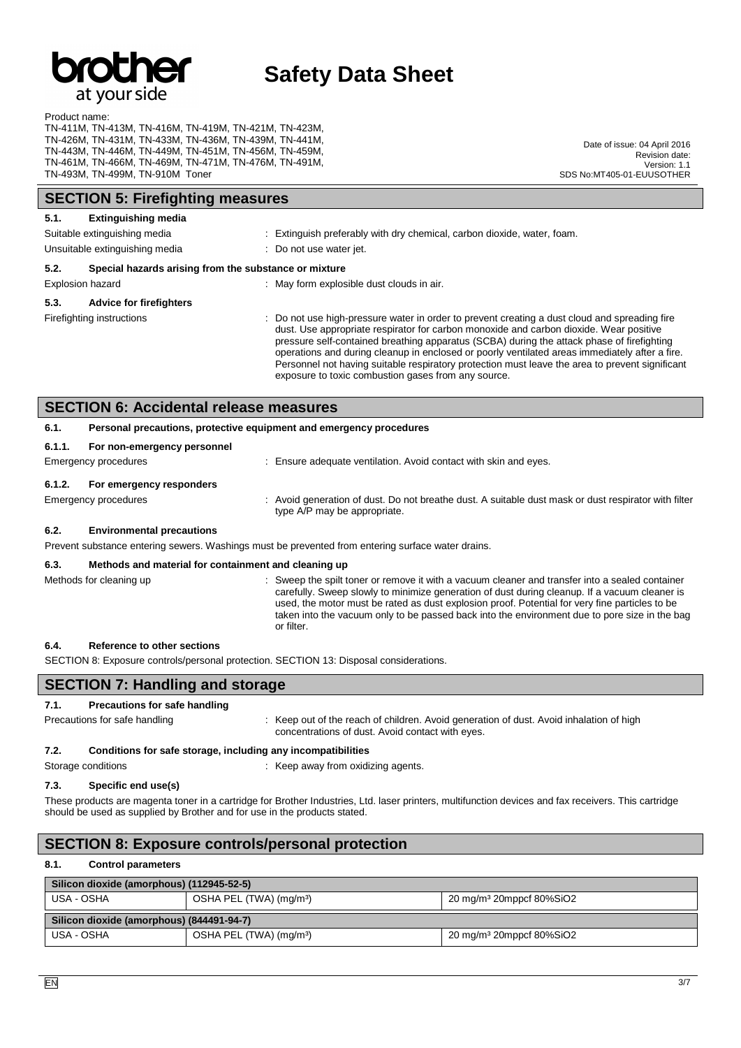## SECTION 5: Firefighting measures

### 5.1. Extinguishing media

Suitable extinguishing media : Extinguish preferably with dry chemical, carbon dioxide, water, foam.

Unsuitable extinguishing media : Do not use water jet.

### 5.2. Special hazards arising from the substance or mixture

Explosion hazard : May form explosible dust clouds in air.

### 5.3. Advice for firefighters

Firefighting instructions : Do not use high-pressure water in order to prevent creating a dust cloud and spreading fire dust. Use appropriate respirator for carbon monoxide and carbon dioxide. Wear positive pressure self-contained breathing apparatus (SCBA) during the attack phase of firefighting operations and during cleanup in enclosed or poorly ventilated areas immediately after a fire. Personnel not having suitable respiratory protection must leave the area to prevent significant exposure to toxic combustion gases from any source.

## SECTION 6: Accidental release measures

### 6.1. Personal precautions, protective equipment and emergency procedures

#### 6.1.1. For non-emergency personnel

Emergency procedures : Ensure adequate ventilation. Avoid contact with skin and eyes.

#### 6.1.2. For emergency responders

Emergency procedures : Avoid generation of dust. Do not breathe dust. A suitable dust mask or dust respirator with filter type A/P may be appropriate.

### 6.2. Environmental precautions

Prevent substance entering sewers. Washings must be prevented from entering surface water drains.

### 6.3. Methods and material for containment and cleaning up

Methods for cleaning up : Sweep the spilt toner or remove it with a vacuum cleaner and transfer into a sealed container carefully. Sweep slowly to minimize generation of dust during cleanup. If a vacuum cleaner is used, the motor must be rated as dust explosion proof. Potential for very fine particles to be taken into the vacuum only to be passed back into the environment due to pore size in the bag or filter.

### 6.4. Reference to other sections

SECTION 8: Exposure controls/personal protection. SECTION 13: Disposal considerations.

## SECTION 7: Handling and storage

### 7.1. Precautions for safe handling

Precautions for safe handling : Keep out of the reach of children. Avoid generation of dust. Avoid inhalation of high concentrations of dust. Avoid contact with eyes.

### 7.2. Conditions for safe storage, including any incompatibilities

Storage conditions : Keep away from oxidizing agents.

### 7.3. Specific end use(s)

These products are magenta toner in a cartridge for Brother Industries, Ltd. laser printers, multifunction devices and fax receivers. This cartridge should be used as supplied by Brother and for use in the products stated.

## SECTION 8: Exposure controls/personal protection

### 8.1. Control parameters

| Silicon dioxide (amorphous) (112945-52-5) | | |
|---|---|---|
| USA - OSHA | OSHA PEL (TWA) (mg/m³) | 20 mg/m³ 20mppcf 80%SiO2 |

| Silicon dioxide (amorphous) (844491-94-7) | | |
|---|---|---|
| USA - OSHA | OSHA PEL (TWA) (mg/m³) | 20 mg/m³ 20mppcf 80%SiO2 |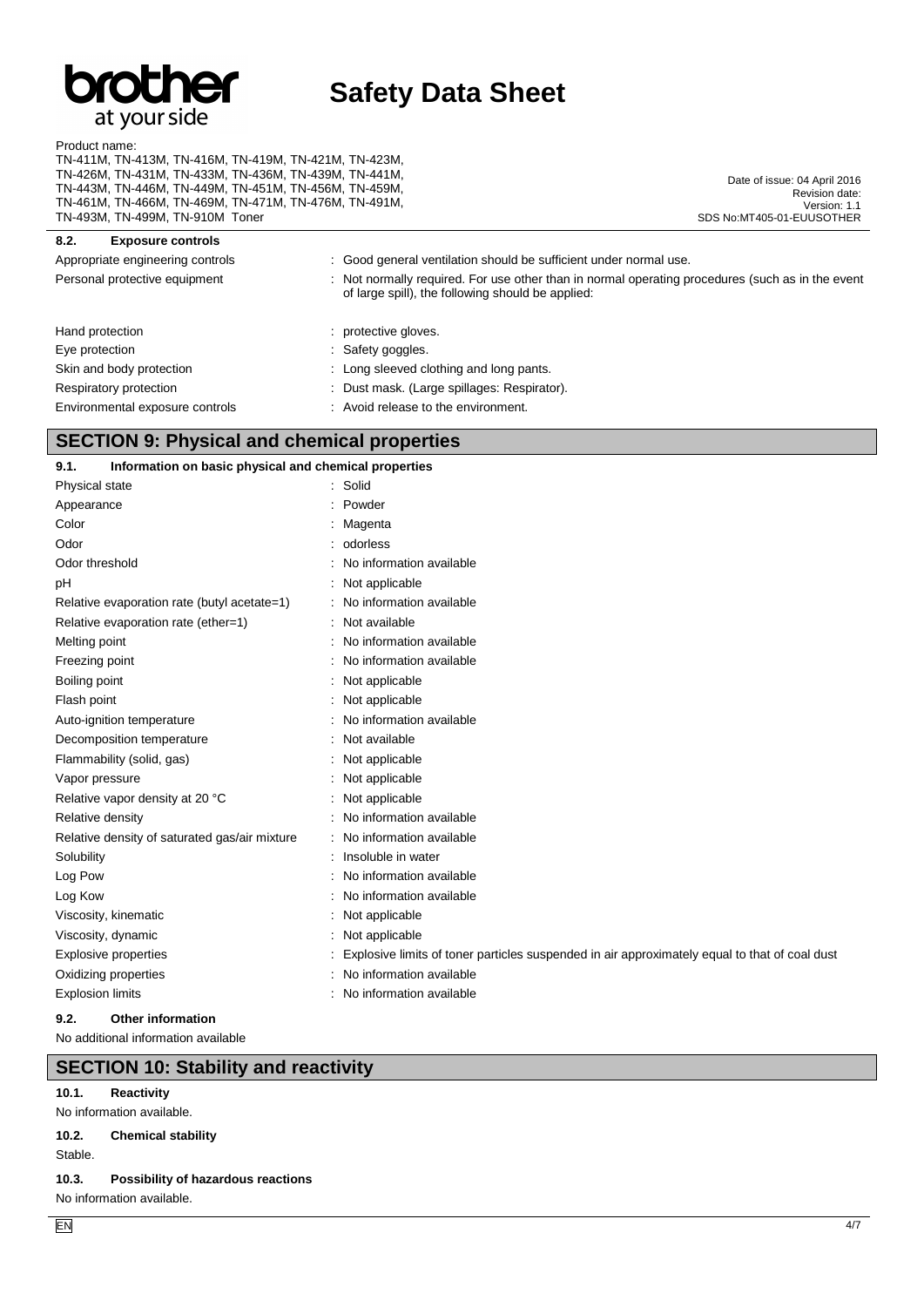### 8.2. Exposure controls

| | |
|---|---|
| Appropriate engineering controls | : Good general ventilation should be sufficient under normal use. |
| Personal protective equipment | : Not normally required. For use other than in normal operating procedures (such as in the event of large spill), the following should be applied: |
| Hand protection | : protective gloves. |
| Eye protection | : Safety goggles. |
| Skin and body protection | : Long sleeved clothing and long pants. |
| Respiratory protection | : Dust mask. (Large spillages: Respirator). |
| Environmental exposure controls | : Avoid release to the environment. |

## SECTION 9: Physical and chemical properties

### 9.1. Information on basic physical and chemical properties

| | |
|---|---|
| Physical state | : Solid |
| Appearance | : Powder |
| Color | : Magenta |
| Odor | : odorless |
| Odor threshold | : No information available |
| pH | : Not applicable |
| Relative evaporation rate (butyl acetate=1) | : No information available |
| Relative evaporation rate (ether=1) | : Not available |
| Melting point | : No information available |
| Freezing point | : No information available |
| Boiling point | : Not applicable |
| Flash point | : Not applicable |
| Auto-ignition temperature | : No information available |
| Decomposition temperature | : Not available |
| Flammability (solid, gas) | : Not applicable |
| Vapor pressure | : Not applicable |
| Relative vapor density at 20 °C | : Not applicable |
| Relative density | : No information available |
| Relative density of saturated gas/air mixture | : No information available |
| Solubility | : Insoluble in water |
| Log Pow | : No information available |
| Log Kow | : No information available |
| Viscosity, kinematic | : Not applicable |
| Viscosity, dynamic | : Not applicable |
| Explosive properties | : Explosive limits of toner particles suspended in air approximately equal to that of coal dust |
| Oxidizing properties | : No information available |
| Explosion limits | : No information available |

### 9.2. Other information

No additional information available

## SECTION 10: Stability and reactivity

### 10.1. Reactivity

No information available.

### 10.2. Chemical stability

Stable.

### 10.3. Possibility of hazardous reactions

No information available.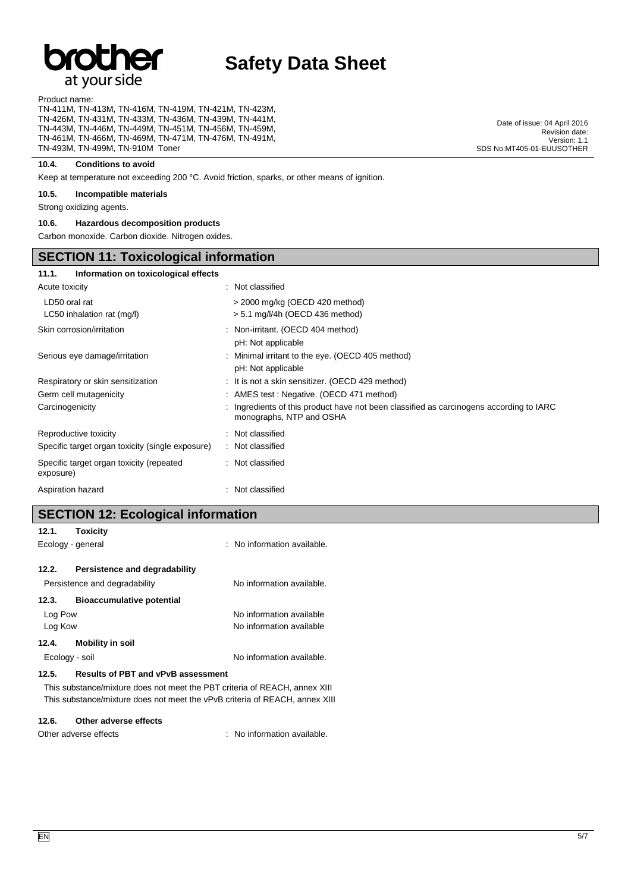### 10.4. Conditions to avoid

Keep at temperature not exceeding 200 °C. Avoid friction, sparks, or other means of ignition.

### 10.5. Incompatible materials

Strong oxidizing agents.

### 10.6. Hazardous decomposition products

Carbon monoxide. Carbon dioxide. Nitrogen oxides.

## SECTION 11: Toxicological information

### 11.1. Information on toxicological effects

| | |
|---|---|
| Acute toxicity | : Not classified |
| LD50 oral rat | > 2000 mg/kg (OECD 420 method) |
| LC50 inhalation rat (mg/l) | > 5.1 mg/l/4h (OECD 436 method) |
| Skin corrosion/irritation | : Non-irritant. (OECD 404 method)<br>pH: Not applicable |
| Serious eye damage/irritation | : Minimal irritant to the eye. (OECD 405 method)<br>pH: Not applicable |
| Respiratory or skin sensitization | : It is not a skin sensitizer. (OECD 429 method) |
| Germ cell mutagenicity | : AMES test : Negative. (OECD 471 method) |
| Carcinogenicity | : Ingredients of this product have not been classified as carcinogens according to IARC monographs, NTP and OSHA |
| Reproductive toxicity | : Not classified |
| Specific target organ toxicity (single exposure) | : Not classified |
| Specific target organ toxicity (repeated exposure) | : Not classified |
| Aspiration hazard | : Not classified |

## SECTION 12: Ecological information

### 12.1. Toxicity

| | |
|---|---|
| Ecology - general | : No information available. |

### 12.2. Persistence and degradability

| | |
|---|---|
| Persistence and degradability | No information available. |

### 12.3. Bioaccumulative potential

| | |
|---|---|
| Log Pow | No information available |
| Log Kow | No information available |

### 12.4. Mobility in soil

| | |
|---|---|
| Ecology - soil | No information available. |

### 12.5. Results of PBT and vPvB assessment

This substance/mixture does not meet the PBT criteria of REACH, annex XIII
This substance/mixture does not meet the vPvB criteria of REACH, annex XIII

### 12.6. Other adverse effects

| | |
|---|---|
| Other adverse effects | : No information available. |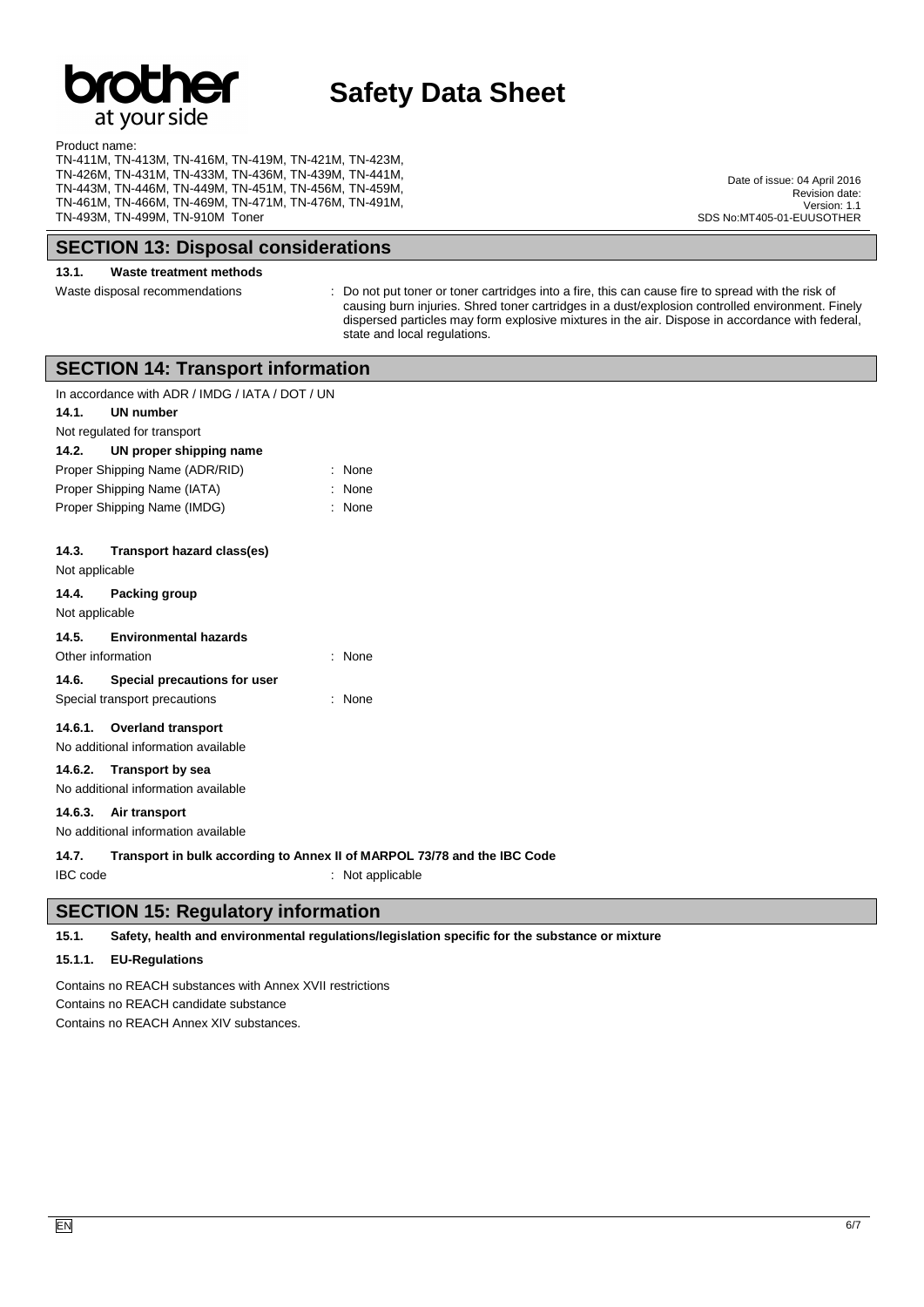## SECTION 13: Disposal considerations

**13.1. Waste treatment methods**

Waste disposal recommendations : Do not put toner or toner cartridges into a fire, this can cause fire to spread with the risk of causing burn injuries. Shred toner cartridges in a dust/explosion controlled environment. Finely dispersed particles may form explosive mixtures in the air. Dispose in accordance with federal, state and local regulations.

## SECTION 14: Transport information

In accordance with ADR / IMDG / IATA / DOT / UN

**14.1. UN number**

Not regulated for transport

**14.2. UN proper shipping name**

Proper Shipping Name (ADR/RID) : None

Proper Shipping Name (IATA) : None

Proper Shipping Name (IMDG) : None

**14.3. Transport hazard class(es)**

Not applicable

**14.4. Packing group**

Not applicable

**14.5. Environmental hazards**

Other information : None

**14.6. Special precautions for user**

Special transport precautions : None

**14.6.1. Overland transport**

No additional information available

**14.6.2. Transport by sea**

No additional information available

**14.6.3. Air transport**

No additional information available

**14.7. Transport in bulk according to Annex II of MARPOL 73/78 and the IBC Code**

IBC code : Not applicable

## SECTION 15: Regulatory information

**15.1. Safety, health and environmental regulations/legislation specific for the substance or mixture**

**15.1.1. EU-Regulations**

Contains no REACH substances with Annex XVII restrictions

Contains no REACH candidate substance

Contains no REACH Annex XIV substances.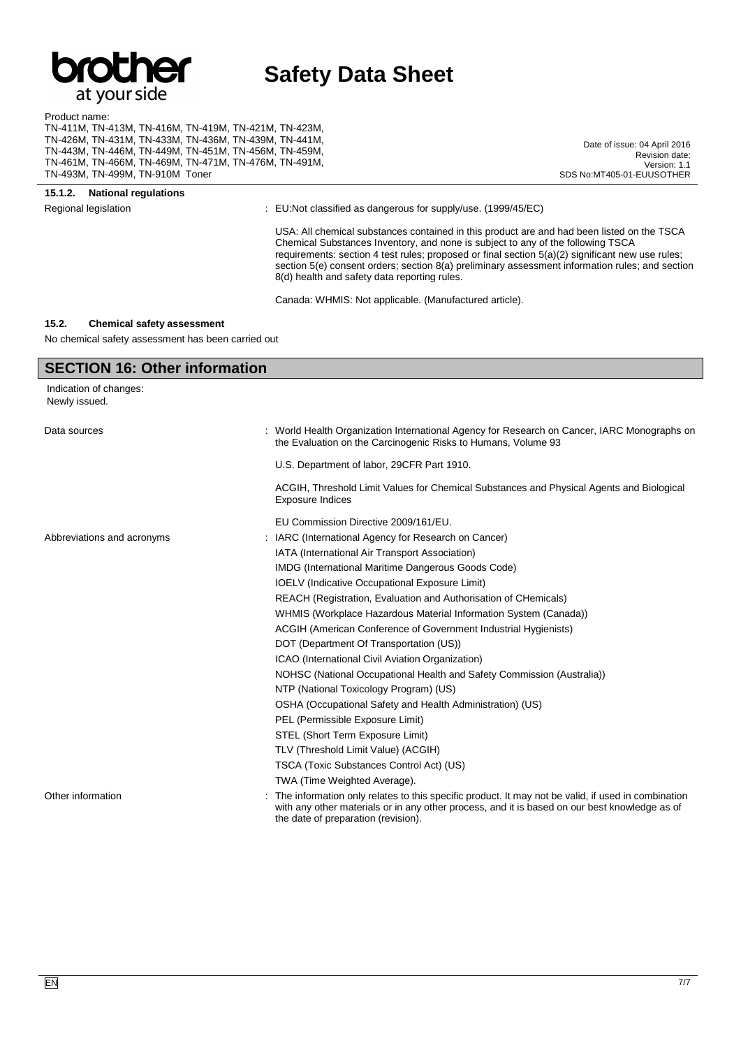#### 15.1.2. National regulations

Regional legislation : EU:Not classified as dangerous for supply/use. (1999/45/EC)

USA: All chemical substances contained in this product are and had been listed on the TSCA Chemical Substances Inventory, and none is subject to any of the following TSCA requirements: section 4 test rules; proposed or final section 5(a)(2) significant new use rules; section 5(e) consent orders; section 8(a) preliminary assessment information rules; and section 8(d) health and safety data reporting rules.

Canada: WHMIS: Not applicable. (Manufactured article).

#### 15.2. Chemical safety assessment

No chemical safety assessment has been carried out

## SECTION 16: Other information

Indication of changes:
Newly issued.

Data sources : World Health Organization International Agency for Research on Cancer, IARC Monographs on the Evaluation on the Carcinogenic Risks to Humans, Volume 93

U.S. Department of labor, 29CFR Part 1910.

ACGIH, Threshold Limit Values for Chemical Substances and Physical Agents and Biological Exposure Indices

EU Commission Directive 2009/161/EU.

Abbreviations and acronyms : IARC (International Agency for Research on Cancer)

IATA (International Air Transport Association)

IMDG (International Maritime Dangerous Goods Code)

IOELV (Indicative Occupational Exposure Limit)

REACH (Registration, Evaluation and Authorisation of CHemicals)

WHMIS (Workplace Hazardous Material Information System (Canada))

ACGIH (American Conference of Government Industrial Hygienists)

DOT (Department Of Transportation (US))

ICAO (International Civil Aviation Organization)

NOHSC (National Occupational Health and Safety Commission (Australia))

NTP (National Toxicology Program) (US)

OSHA (Occupational Safety and Health Administration) (US)

PEL (Permissible Exposure Limit)

STEL (Short Term Exposure Limit)

TLV (Threshold Limit Value) (ACGIH)

TSCA (Toxic Substances Control Act) (US)

TWA (Time Weighted Average).

Other information : The information only relates to this specific product. It may not be valid, if used in combination with any other materials or in any other process, and it is based on our best knowledge as of the date of preparation (revision).